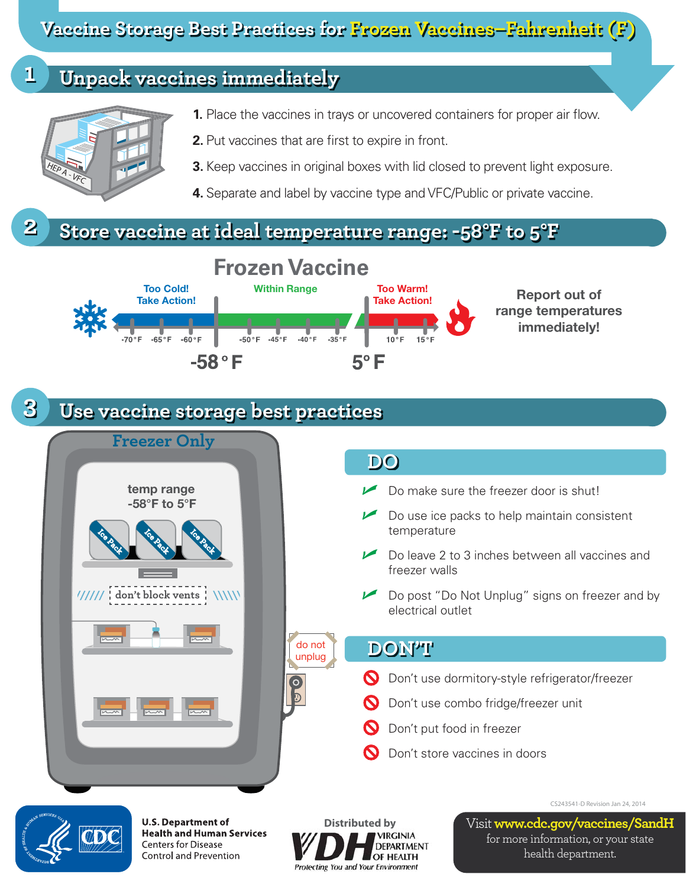# Vaccine Storage Best Practices for Frozen Vaccines—Fahrenheit (F)

## 1 Unpack vaccines immediately

HEP A - VFC

1. Place the vaccines in trays or uncovered containers for proper air flow.
2. Put vaccines that are first to expire in front.
3. Keep vaccines in original boxes with lid closed to prevent light exposure.
4. Separate and label by vaccine type and VFC/Public or private vaccine.

## 2 Store vaccine at ideal temperature range: -58°F to 5°F

### Frozen Vaccine

Too Cold! Take Action! (-70°F, -65°F, -60°F)

-58°F

Within Range (-50°F, -45°F, -40°F, -35°F)

5°F

Too Warm! Take Action! (10°F, 15°F)

**Report out of range temperatures immediately!**

## 3 Use vaccine storage best practices

**Freezer Only**

temp range
-58°F to 5°F

Ice Pack | Ice Pack | Ice Pack

don't block vents

do not unplug

### DO

- Do make sure the freezer door is shut!
- Do use ice packs to help maintain consistent temperature
- Do leave 2 to 3 inches between all vaccines and freezer walls
- Do post "Do Not Unplug" signs on freezer and by electrical outlet

### DON'T

- Don't use dormitory-style refrigerator/freezer
- Don't use combo fridge/freezer unit
- Don't put food in freezer
- Don't store vaccines in doors

CS243541-D Revision Jan 24, 2014

U.S. Department of Health and Human Services
Centers for Disease Control and Prevention

Distributed by
VDH Virginia Department of Health
*Protecting You and Your Environment*

Visit **www.cdc.gov/vaccines/SandH** for more information, or your state health department.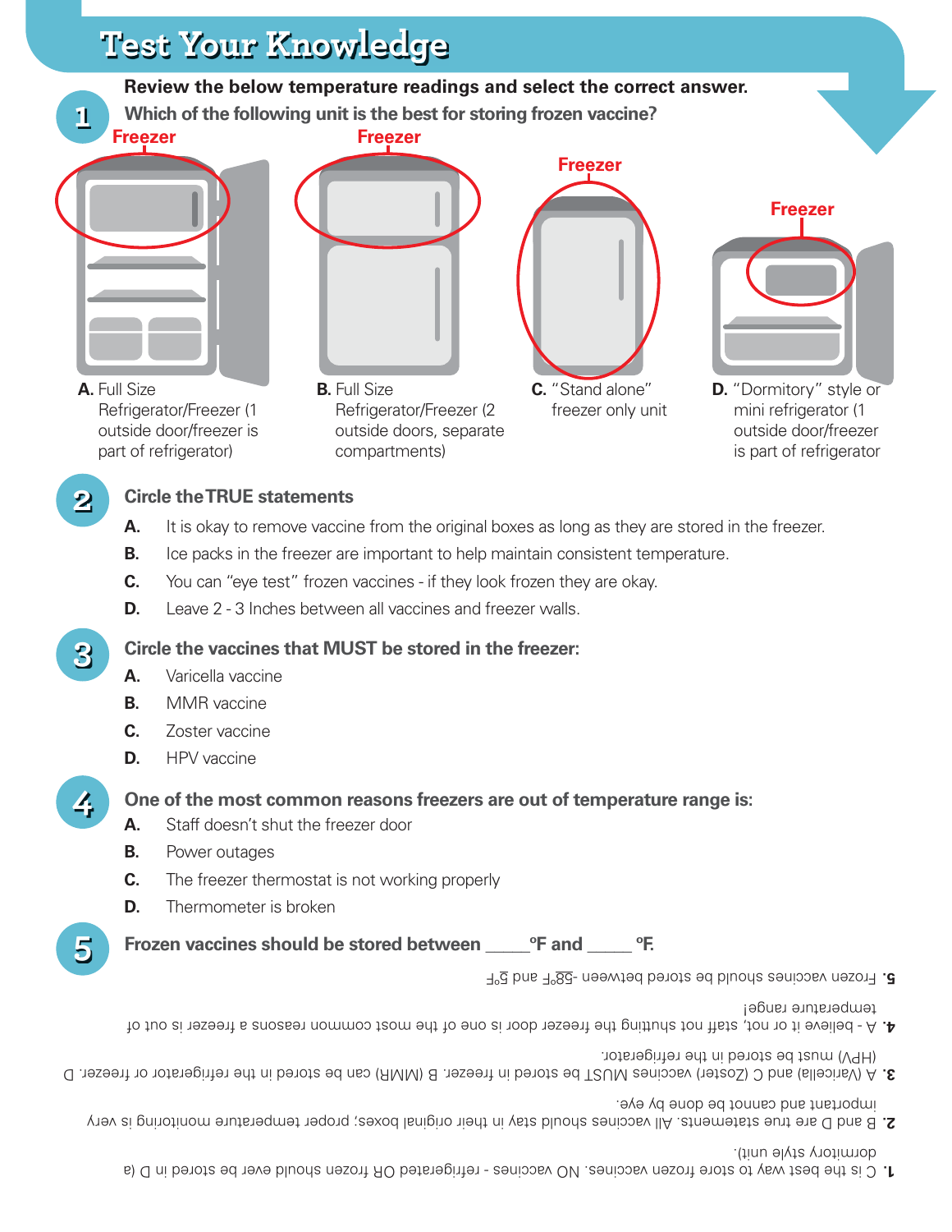# Test Your Knowledge

**Review the below temperature readings and select the correct answer.**

**1** **Which of the following unit is the best for storing frozen vaccine?**

Freezer

**A.** Full Size Refrigerator/Freezer (1 outside door/freezer is part of refrigerator)

Freezer

**B.** Full Size Refrigerator/Freezer (2 outside doors, separate compartments)

Freezer

**C.** "Stand alone" freezer only unit

Freezer

**D.** "Dormitory" style or mini refrigerator (1 outside door/freezer is part of refrigerator

**2** **Circle the TRUE statements**

- **A.** It is okay to remove vaccine from the original boxes as long as they are stored in the freezer.
- **B.** Ice packs in the freezer are important to help maintain consistent temperature.
- **C.** You can "eye test" frozen vaccines - if they look frozen they are okay.
- **D.** Leave 2 - 3 Inches between all vaccines and freezer walls.

**3** **Circle the vaccines that MUST be stored in the freezer:**

- **A.** Varicella vaccine
- **B.** MMR vaccine
- **C.** Zoster vaccine
- **D.** HPV vaccine

**4** **One of the most common reasons freezers are out of temperature range is:**

- **A.** Staff doesn't shut the freezer door
- **B.** Power outages
- **C.** The freezer thermostat is not working properly
- **D.** Thermometer is broken

**5** **Frozen vaccines should be stored between \_\_\_\_ºF and \_\_\_\_ ºF.**

**1.** C is the best way to store frozen vaccines. NO vaccines - refrigerated OR frozen should ever be stored in D (a dormitory style unit).

**2.** B and D are true statements. All vaccines should stay in their original boxes; proper temperature monitoring is very important and cannot be done by eye.

**3.** A (Varicella) and C (Zoster) vaccines MUST be stored in freezer. B (MMR) can be stored in the refrigerator or freezer. D (HPV) must be stored in the refrigerator.

**4.** A - believe it or not, staff not shutting the freezer door is one of the most common reasons a freezer is out of temperature range!

**5.** Frozen vaccines should be stored between -58ºF and 5ºF